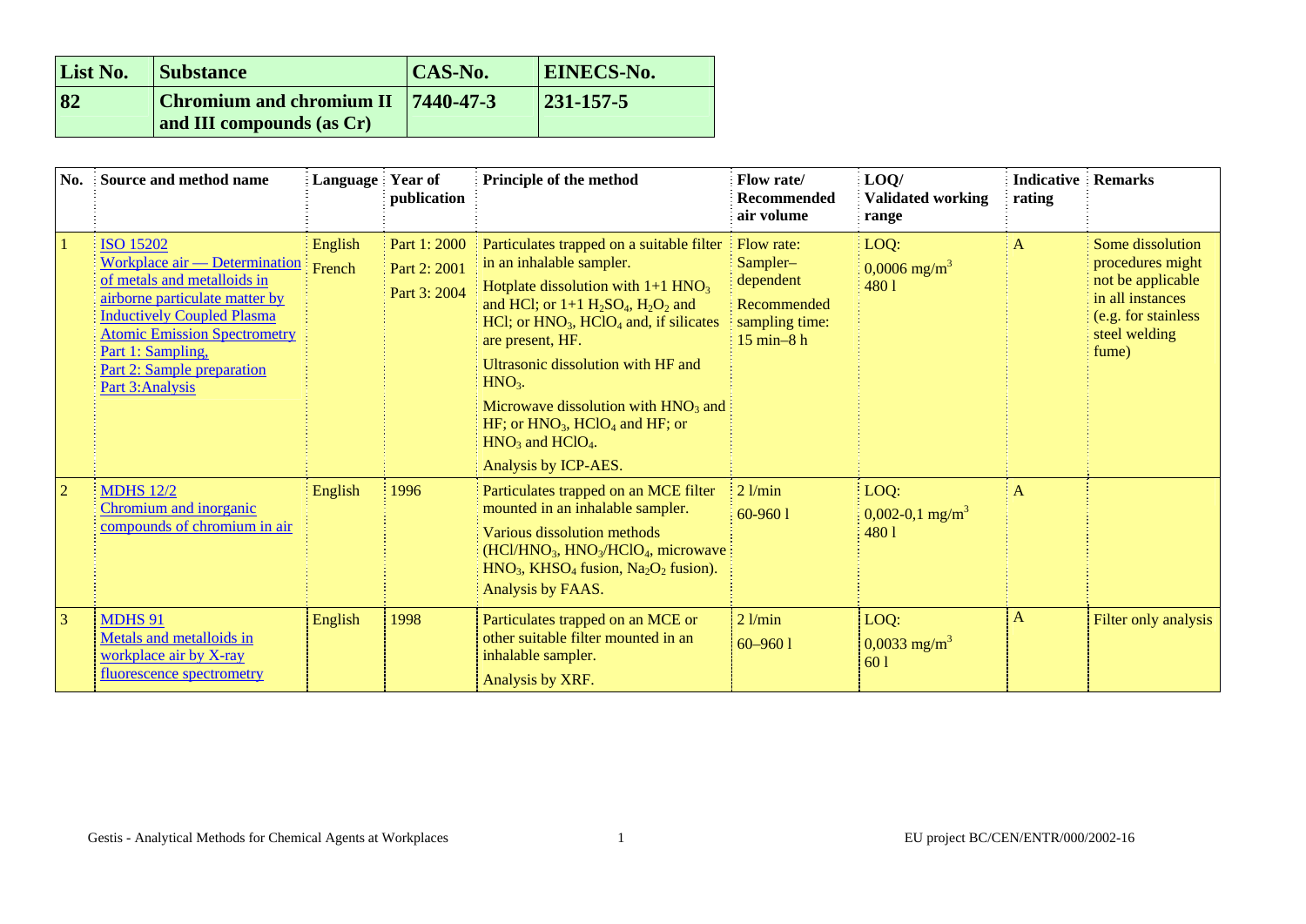| List No. | Substance | CAS-No. | EINECS-No. |
|---|---|---|---|
| 82 | Chromium and chromium II and III compounds (as Cr) | 7440-47-3 | 231-157-5 |

| No. | Source and method name | Language | Year of publication | Principle of the method | Flow rate/ Recommended air volume | LOQ/ Validated working range | Indicative rating | Remarks |
|---|---|---|---|---|---|---|---|---|
| 1 | ISO 15202 Workplace air — Determination of metals and metalloids in airborne particulate matter by Inductively Coupled Plasma Atomic Emission Spectrometry Part 1: Sampling, Part 2: Sample preparation Part 3:Analysis | English French | Part 1: 2000 Part 2: 2001 Part 3: 2004 | Particulates trapped on a suitable filter in an inhalable sampler. Hotplate dissolution with 1+1 $HNO_3$ and HCl; or 1+1 $H_2SO_4$, $H_2O_2$ and HCl; or $HNO_3$, $HClO_4$ and, if silicates are present, HF. Ultrasonic dissolution with HF and $HNO_3$. Microwave dissolution with $HNO_3$ and HF; or $HNO_3$, $HClO_4$ and HF; or $HNO_3$ and $HClO_4$. Analysis by ICP-AES. | Flow rate: Sampler–dependent Recommended sampling time: 15 min–8 h | LOQ: 0,0006 mg/m$^3$ 480 l | A | Some dissolution procedures might not be applicable in all instances (e.g. for stainless steel welding fume) |
| 2 | MDHS 12/2 Chromium and inorganic compounds of chromium in air | English | 1996 | Particulates trapped on an MCE filter mounted in an inhalable sampler. Various dissolution methods (HCl/$HNO_3$, $HNO_3$/$HClO_4$, microwave $HNO_3$, $KHSO_4$ fusion, $Na_2O_2$ fusion). Analysis by FAAS. | 2 l/min 60-960 l | LOQ: 0,002-0,1 mg/m$^3$ 480 l | A | |
| 3 | MDHS 91 Metals and metalloids in workplace air by X-ray fluorescence spectrometry | English | 1998 | Particulates trapped on an MCE or other suitable filter mounted in an inhalable sampler. Analysis by XRF. | 2 l/min 60–960 l | LOQ: 0,0033 mg/m$^3$ 60 l | A | Filter only analysis |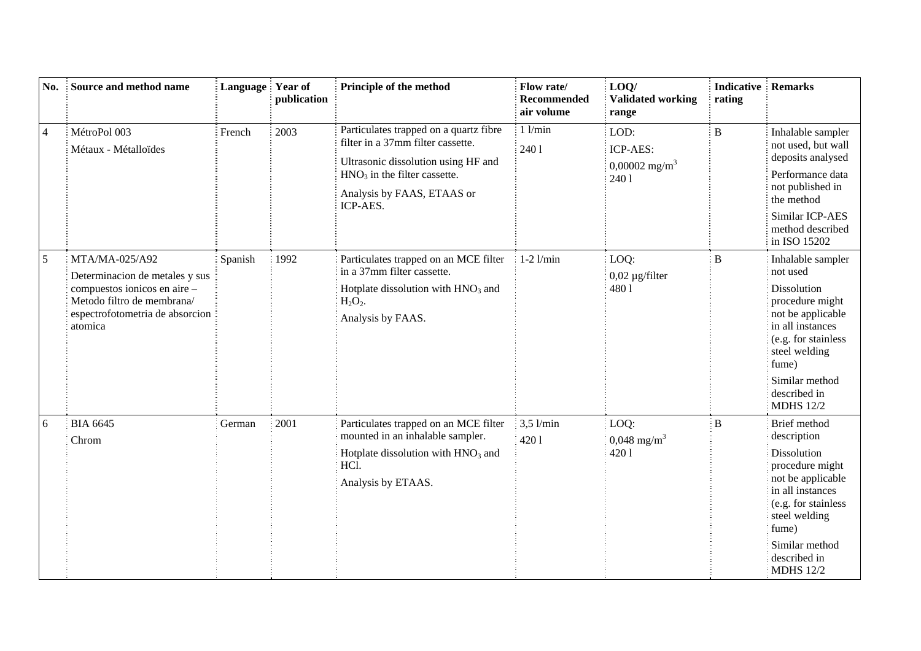| No. | Source and method name | Language | Year of publication | Principle of the method | Flow rate/ Recommended air volume | LOQ/ Validated working range | Indicative rating | Remarks |
|---|---|---|---|---|---|---|---|---|
| 4 | MétroPol 003<br>Métaux - Métalloïdes | French | 2003 | Particulates trapped on a quartz fibre filter in a 37mm filter cassette.<br>Ultrasonic dissolution using HF and $HNO_3$ in the filter cassette.<br>Analysis by FAAS, ETAAS or ICP-AES. | 1 l/min<br>240 l | LOD:<br>ICP-AES:<br>0,00002 $mg/m^3$<br>240 l | B | Inhalable sampler not used, but wall deposits analysed<br>Performance data not published in the method<br>Similar ICP-AES method described in ISO 15202 |
| 5 | MTA/MA-025/A92<br>Determinacion de metales y sus compuestos ionicos en aire – Metodo filtro de membrana/ espectrofotometria de absorcion atomica | Spanish | 1992 | Particulates trapped on an MCE filter in a 37mm filter cassette.<br>Hotplate dissolution with $HNO_3$ and $H_2O_2$.<br>Analysis by FAAS. | 1-2 l/min | LOQ:<br>0,02 µg/filter<br>480 l | B | Inhalable sampler not used<br>Dissolution procedure might not be applicable in all instances (e.g. for stainless steel welding fume)<br>Similar method described in MDHS 12/2 |
| 6 | BIA 6645<br>Chrom | German | 2001 | Particulates trapped on an MCE filter mounted in an inhalable sampler.<br>Hotplate dissolution with $HNO_3$ and HCl.<br>Analysis by ETAAS. | 3,5 l/min<br>420 l | LOQ:<br>0,048 $mg/m^3$<br>420 l | B | Brief method description<br>Dissolution procedure might not be applicable in all instances (e.g. for stainless steel welding fume)<br>Similar method described in MDHS 12/2 |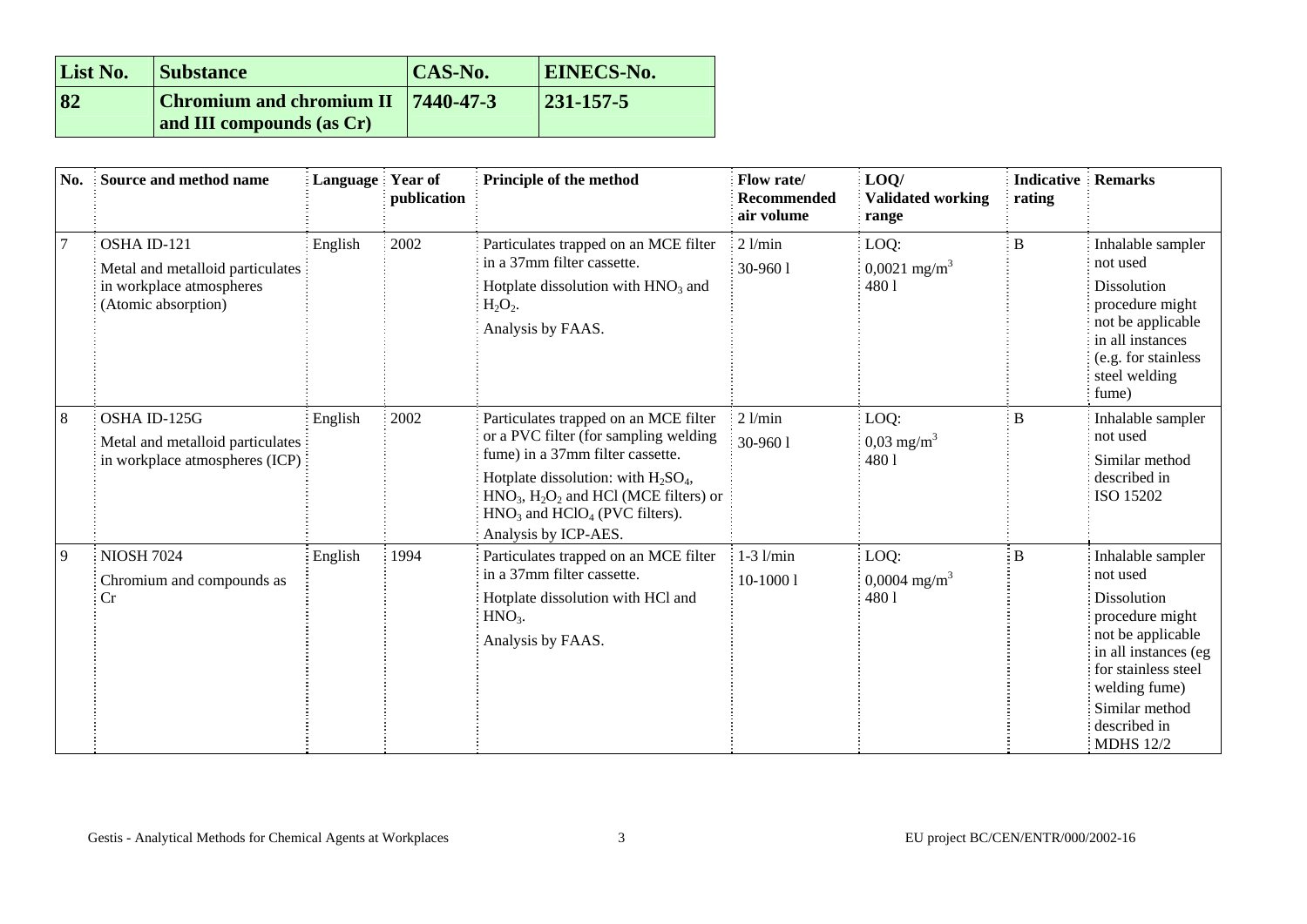| List No. | Substance | CAS-No. | EINECS-No. |
|---|---|---|---|
| **82** | **Chromium and chromium II and III compounds (as Cr)** | **7440-47-3** | **231-157-5** |

| No. | Source and method name | Language | Year of publication | Principle of the method | Flow rate/ Recommended air volume | LOQ/ Validated working range | Indicative rating | Remarks |
|---|---|---|---|---|---|---|---|---|
| 7 | OSHA ID-121<br>Metal and metalloid particulates in workplace atmospheres (Atomic absorption) | English | 2002 | Particulates trapped on an MCE filter in a 37mm filter cassette.<br>Hotplate dissolution with $HNO_3$ and $H_2O_2$.<br>Analysis by FAAS. | 2 l/min<br>30-960 l | LOQ:<br>0,0021 $mg/m^3$<br>480 l | B | Inhalable sampler not used<br>Dissolution procedure might not be applicable in all instances (e.g. for stainless steel welding fume) |
| 8 | OSHA ID-125G<br>Metal and metalloid particulates in workplace atmospheres (ICP) | English | 2002 | Particulates trapped on an MCE filter or a PVC filter (for sampling welding fume) in a 37mm filter cassette.<br>Hotplate dissolution: with $H_2SO_4$, $HNO_3$, $H_2O_2$ and HCl (MCE filters) or $HNO_3$ and $HClO_4$ (PVC filters).<br>Analysis by ICP-AES. | 2 l/min<br>30-960 l | LOQ:<br>0,03 $mg/m^3$<br>480 l | B | Inhalable sampler not used<br>Similar method described in ISO 15202 |
| 9 | NIOSH 7024<br>Chromium and compounds as Cr | English | 1994 | Particulates trapped on an MCE filter in a 37mm filter cassette.<br>Hotplate dissolution with HCl and $HNO_3$.<br>Analysis by FAAS. | 1-3 l/min<br>10-1000 l | LOQ:<br>0,0004 $mg/m^3$<br>480 l | B | Inhalable sampler not used<br>Dissolution procedure might not be applicable in all instances (eg for stainless steel welding fume)<br>Similar method described in MDHS 12/2 |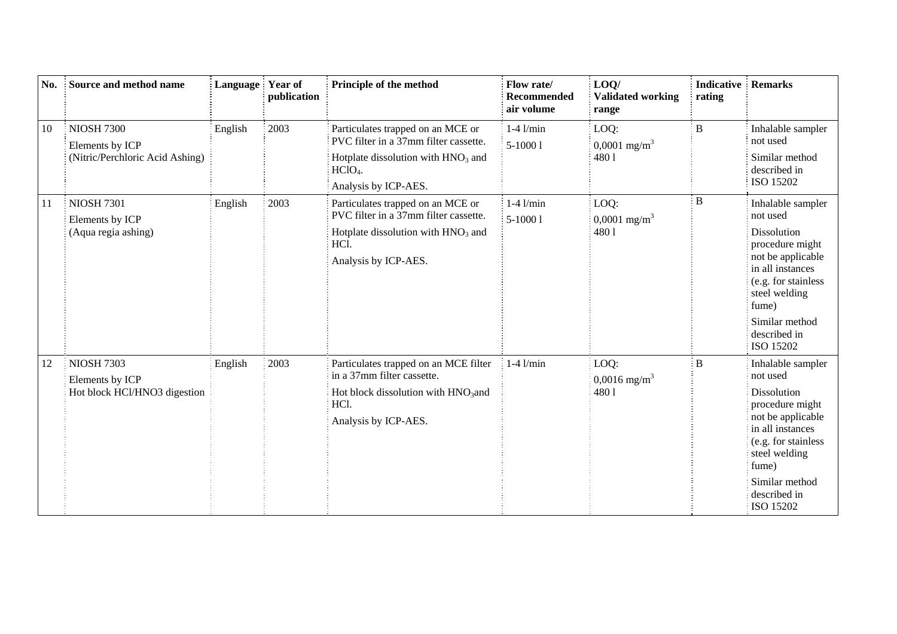| No. | Source and method name | Language | Year of publication | Principle of the method | Flow rate/ Recommended air volume | LOQ/ Validated working range | Indicative rating | Remarks |
|---|---|---|---|---|---|---|---|---|
| 10 | NIOSH 7300<br>Elements by ICP<br>(Nitric/Perchloric Acid Ashing) | English | 2003 | Particulates trapped on an MCE or PVC filter in a 37mm filter cassette.<br>Hotplate dissolution with $HNO_3$ and $HClO_4$.<br>Analysis by ICP-AES. | 1-4 l/min<br>5-1000 l | LOQ:<br>0,0001 $mg/m^3$<br>480 l | B | Inhalable sampler not used<br>Similar method described in ISO 15202 |
| 11 | NIOSH 7301<br>Elements by ICP<br>(Aqua regia ashing) | English | 2003 | Particulates trapped on an MCE or PVC filter in a 37mm filter cassette.<br>Hotplate dissolution with $HNO_3$ and HCl.<br>Analysis by ICP-AES. | 1-4 l/min<br>5-1000 l | LOQ:<br>0,0001 $mg/m^3$<br>480 l | B | Inhalable sampler not used<br>Dissolution procedure might not be applicable in all instances (e.g. for stainless steel welding fume)<br>Similar method described in ISO 15202 |
| 12 | NIOSH 7303<br>Elements by ICP<br>Hot block HCl/HNO3 digestion | English | 2003 | Particulates trapped on an MCE filter in a 37mm filter cassette.<br>Hot block dissolution with $HNO_3$and HCl.<br>Analysis by ICP-AES. | 1-4 l/min | LOQ:<br>0,0016 $mg/m^3$<br>480 l | B | Inhalable sampler not used<br>Dissolution procedure might not be applicable in all instances (e.g. for stainless steel welding fume)<br>Similar method described in ISO 15202 |